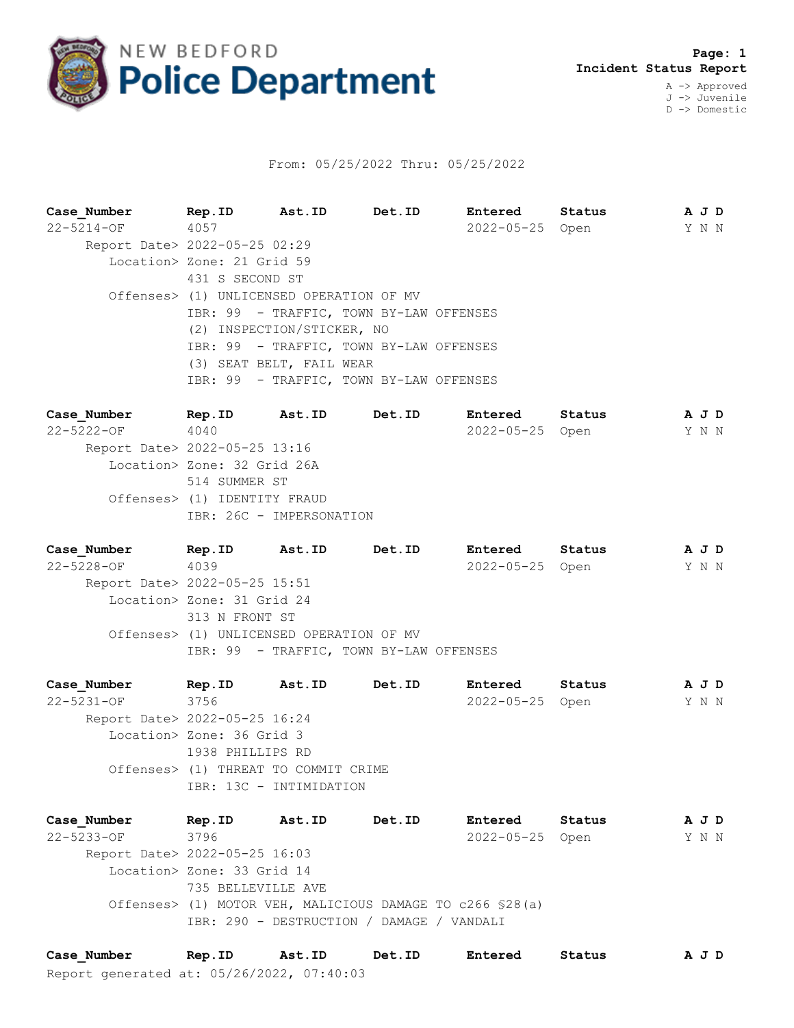# NEW BEDFORD Police Department

**Incident Status Report**

A -> Approved
J -> Juvenile
D -> Domestic

From: 05/25/2022 Thru: 05/25/2022

| Case_Number | Rep.ID | Ast.ID | Det.ID | Entered | Status | A J D |
|---|---|---|---|---|---|---|
| 22-5214-OF | 4057 | | | 2022-05-25 | Open | Y N N |

Report Date> 2022-05-25 02:29
Location> Zone: 21 Grid 59
431 S SECOND ST
Offenses> (1) UNLICENSED OPERATION OF MV
IBR: 99 - TRAFFIC, TOWN BY-LAW OFFENSES
(2) INSPECTION/STICKER, NO
IBR: 99 - TRAFFIC, TOWN BY-LAW OFFENSES
(3) SEAT BELT, FAIL WEAR
IBR: 99 - TRAFFIC, TOWN BY-LAW OFFENSES

| Case_Number | Rep.ID | Ast.ID | Det.ID | Entered | Status | A J D |
|---|---|---|---|---|---|---|
| 22-5222-OF | 4040 | | | 2022-05-25 | Open | Y N N |

Report Date> 2022-05-25 13:16
Location> Zone: 32 Grid 26A
514 SUMMER ST
Offenses> (1) IDENTITY FRAUD
IBR: 26C - IMPERSONATION

| Case_Number | Rep.ID | Ast.ID | Det.ID | Entered | Status | A J D |
|---|---|---|---|---|---|---|
| 22-5228-OF | 4039 | | | 2022-05-25 | Open | Y N N |

Report Date> 2022-05-25 15:51
Location> Zone: 31 Grid 24
313 N FRONT ST
Offenses> (1) UNLICENSED OPERATION OF MV
IBR: 99 - TRAFFIC, TOWN BY-LAW OFFENSES

| Case_Number | Rep.ID | Ast.ID | Det.ID | Entered | Status | A J D |
|---|---|---|---|---|---|---|
| 22-5231-OF | 3756 | | | 2022-05-25 | Open | Y N N |

Report Date> 2022-05-25 16:24
Location> Zone: 36 Grid 3
1938 PHILLIPS RD
Offenses> (1) THREAT TO COMMIT CRIME
IBR: 13C - INTIMIDATION

| Case_Number | Rep.ID | Ast.ID | Det.ID | Entered | Status | A J D |
|---|---|---|---|---|---|---|
| 22-5233-OF | 3796 | | | 2022-05-25 | Open | Y N N |

Report Date> 2022-05-25 16:03
Location> Zone: 33 Grid 14
735 BELLEVILLE AVE
Offenses> (1) MOTOR VEH, MALICIOUS DAMAGE TO c266 §28(a)
IBR: 290 - DESTRUCTION / DAMAGE / VANDALI

| Case_Number | Rep.ID | Ast.ID | Det.ID | Entered | Status | A J D |
|---|---|---|---|---|---|---|

Report generated at: 05/26/2022, 07:40:03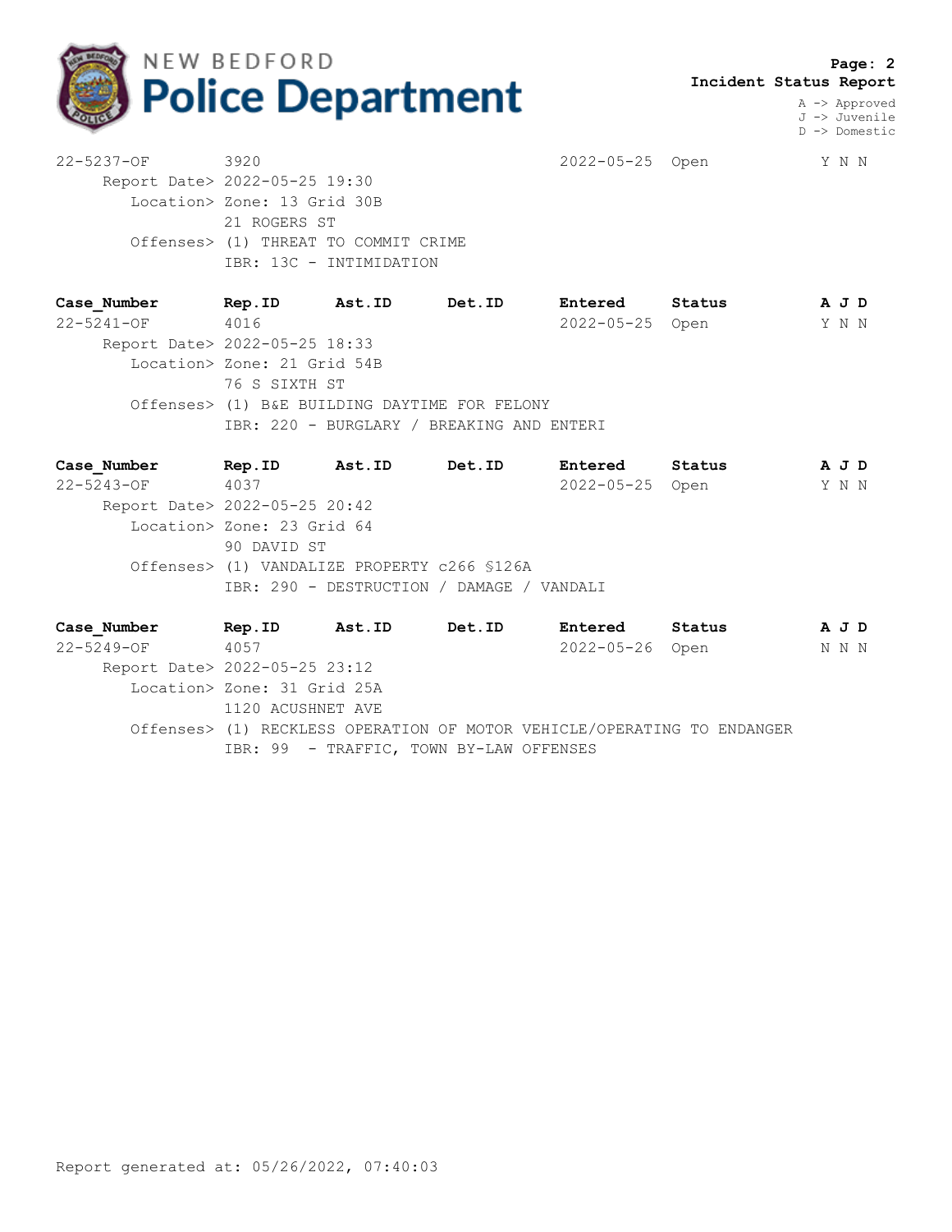# NEW BEDFORD Police Department

**Incident Status Report**

A -> Approved
J -> Juvenile
D -> Domestic

| Case_Number | Rep.ID | Ast.ID | Det.ID | Entered | Status | A J D |
|---|---|---|---|---|---|---|
| 22-5237-OF | 3920 | | | 2022-05-25 | Open | Y N N |

Report Date> 2022-05-25 19:30
Location> Zone: 13 Grid 30B
21 ROGERS ST
Offenses> (1) THREAT TO COMMIT CRIME
IBR: 13C - INTIMIDATION

| Case_Number | Rep.ID | Ast.ID | Det.ID | Entered | Status | A J D |
|---|---|---|---|---|---|---|
| 22-5241-OF | 4016 | | | 2022-05-25 | Open | Y N N |

Report Date> 2022-05-25 18:33
Location> Zone: 21 Grid 54B
76 S SIXTH ST
Offenses> (1) B&E BUILDING DAYTIME FOR FELONY
IBR: 220 - BURGLARY / BREAKING AND ENTERI

| Case_Number | Rep.ID | Ast.ID | Det.ID | Entered | Status | A J D |
|---|---|---|---|---|---|---|
| 22-5243-OF | 4037 | | | 2022-05-25 | Open | Y N N |

Report Date> 2022-05-25 20:42
Location> Zone: 23 Grid 64
90 DAVID ST
Offenses> (1) VANDALIZE PROPERTY c266 §126A
IBR: 290 - DESTRUCTION / DAMAGE / VANDALI

| Case_Number | Rep.ID | Ast.ID | Det.ID | Entered | Status | A J D |
|---|---|---|---|---|---|---|
| 22-5249-OF | 4057 | | | 2022-05-26 | Open | N N N |

Report Date> 2022-05-25 23:12
Location> Zone: 31 Grid 25A
1120 ACUSHNET AVE
Offenses> (1) RECKLESS OPERATION OF MOTOR VEHICLE/OPERATING TO ENDANGER
IBR: 99 - TRAFFIC, TOWN BY-LAW OFFENSES

Report generated at: 05/26/2022, 07:40:03